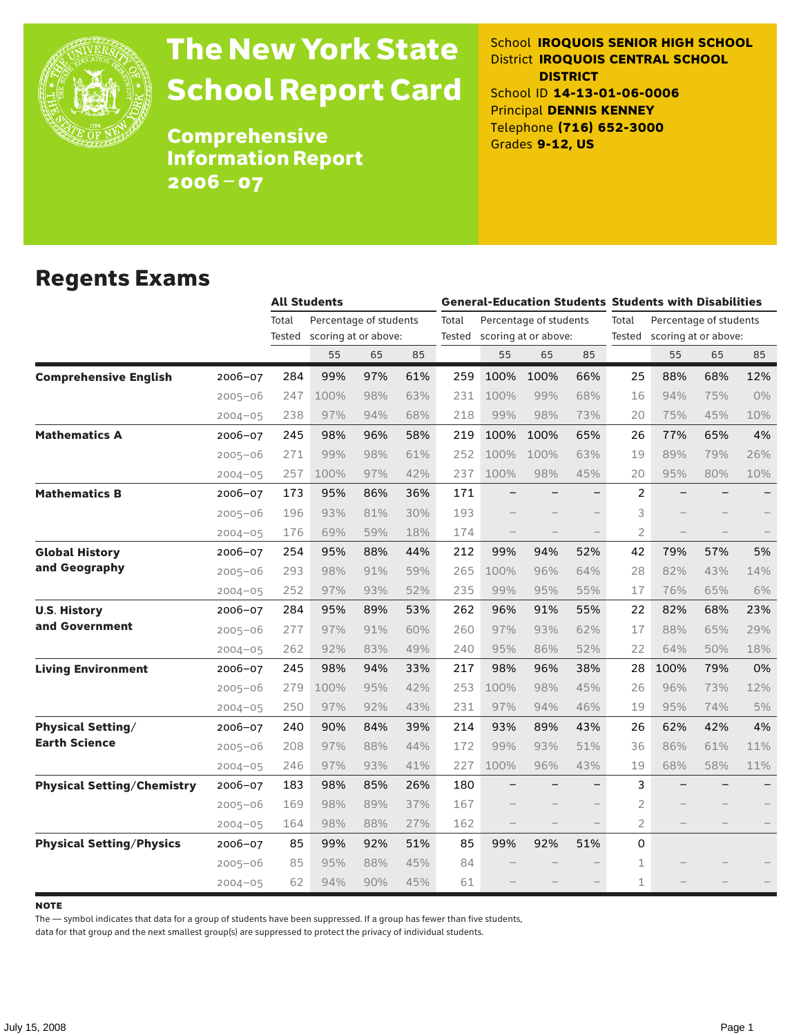# The New York State School Report Card

## Comprehensive Information Report 2006–07

School **IROQUOIS SENIOR HIGH SCHOOL**
District **IROQUOIS CENTRAL SCHOOL DISTRICT**
School ID **14-13-01-06-0006**
Principal **DENNIS KENNEY**
Telephone **(716) 652-3000**
Grades **9-12, US**

## Regents Exams

| | | All Students | | | | General-Education Students | | | | Students with Disabilities | | | |
|---|---|---|---|---|---|---|---|---|---|---|---|---|---|
| | | Total Tested | Percentage of students scoring at or above: | | | Total Tested | Percentage of students scoring at or above: | | | Total Tested | Percentage of students scoring at or above: | | |
| | | | 55 | 65 | 85 | | 55 | 65 | 85 | | 55 | 65 | 85 |
| **Comprehensive English** | 2006–07 | 284 | 99% | 97% | 61% | 259 | 100% | 100% | 66% | 25 | 88% | 68% | 12% |
| | 2005–06 | 247 | 100% | 98% | 63% | 231 | 100% | 99% | 68% | 16 | 94% | 75% | 0% |
| | 2004–05 | 238 | 97% | 94% | 68% | 218 | 99% | 98% | 73% | 20 | 75% | 45% | 10% |
| **Mathematics A** | 2006–07 | 245 | 98% | 96% | 58% | 219 | 100% | 100% | 65% | 26 | 77% | 65% | 4% |
| | 2005–06 | 271 | 99% | 98% | 61% | 252 | 100% | 100% | 63% | 19 | 89% | 79% | 26% |
| | 2004–05 | 257 | 100% | 97% | 42% | 237 | 100% | 98% | 45% | 20 | 95% | 80% | 10% |
| **Mathematics B** | 2006–07 | 173 | 95% | 86% | 36% | 171 | – | – | – | 2 | – | – | – |
| | 2005–06 | 196 | 93% | 81% | 30% | 193 | – | – | – | 3 | – | – | – |
| | 2004–05 | 176 | 69% | 59% | 18% | 174 | – | – | – | 2 | – | – | – |
| **Global History and Geography** | 2006–07 | 254 | 95% | 88% | 44% | 212 | 99% | 94% | 52% | 42 | 79% | 57% | 5% |
| | 2005–06 | 293 | 98% | 91% | 59% | 265 | 100% | 96% | 64% | 28 | 82% | 43% | 14% |
| | 2004–05 | 252 | 97% | 93% | 52% | 235 | 99% | 95% | 55% | 17 | 76% | 65% | 6% |
| **U.S. History and Government** | 2006–07 | 284 | 95% | 89% | 53% | 262 | 96% | 91% | 55% | 22 | 82% | 68% | 23% |
| | 2005–06 | 277 | 97% | 91% | 60% | 260 | 97% | 93% | 62% | 17 | 88% | 65% | 29% |
| | 2004–05 | 262 | 92% | 83% | 49% | 240 | 95% | 86% | 52% | 22 | 64% | 50% | 18% |
| **Living Environment** | 2006–07 | 245 | 98% | 94% | 33% | 217 | 98% | 96% | 38% | 28 | 100% | 79% | 0% |
| | 2005–06 | 279 | 100% | 95% | 42% | 253 | 100% | 98% | 45% | 26 | 96% | 73% | 12% |
| | 2004–05 | 250 | 97% | 92% | 43% | 231 | 97% | 94% | 46% | 19 | 95% | 74% | 5% |
| **Physical Setting/ Earth Science** | 2006–07 | 240 | 90% | 84% | 39% | 214 | 93% | 89% | 43% | 26 | 62% | 42% | 4% |
| | 2005–06 | 208 | 97% | 88% | 44% | 172 | 99% | 93% | 51% | 36 | 86% | 61% | 11% |
| | 2004–05 | 246 | 97% | 93% | 41% | 227 | 100% | 96% | 43% | 19 | 68% | 58% | 11% |
| **Physical Setting/Chemistry** | 2006–07 | 183 | 98% | 85% | 26% | 180 | – | – | – | 3 | – | – | – |
| | 2005–06 | 169 | 98% | 89% | 37% | 167 | – | – | – | 2 | – | – | – |
| | 2004–05 | 164 | 98% | 88% | 27% | 162 | – | – | – | 2 | – | – | – |
| **Physical Setting/Physics** | 2006–07 | 85 | 99% | 92% | 51% | 85 | 99% | 92% | 51% | 0 | | | |
| | 2005–06 | 85 | 95% | 88% | 45% | 84 | – | – | – | 1 | – | – | – |
| | 2004–05 | 62 | 94% | 90% | 45% | 61 | – | – | – | 1 | – | – | – |

**NOTE**

The — symbol indicates that data for a group of students have been suppressed. If a group has fewer than five students, data for that group and the next smallest group(s) are suppressed to protect the privacy of individual students.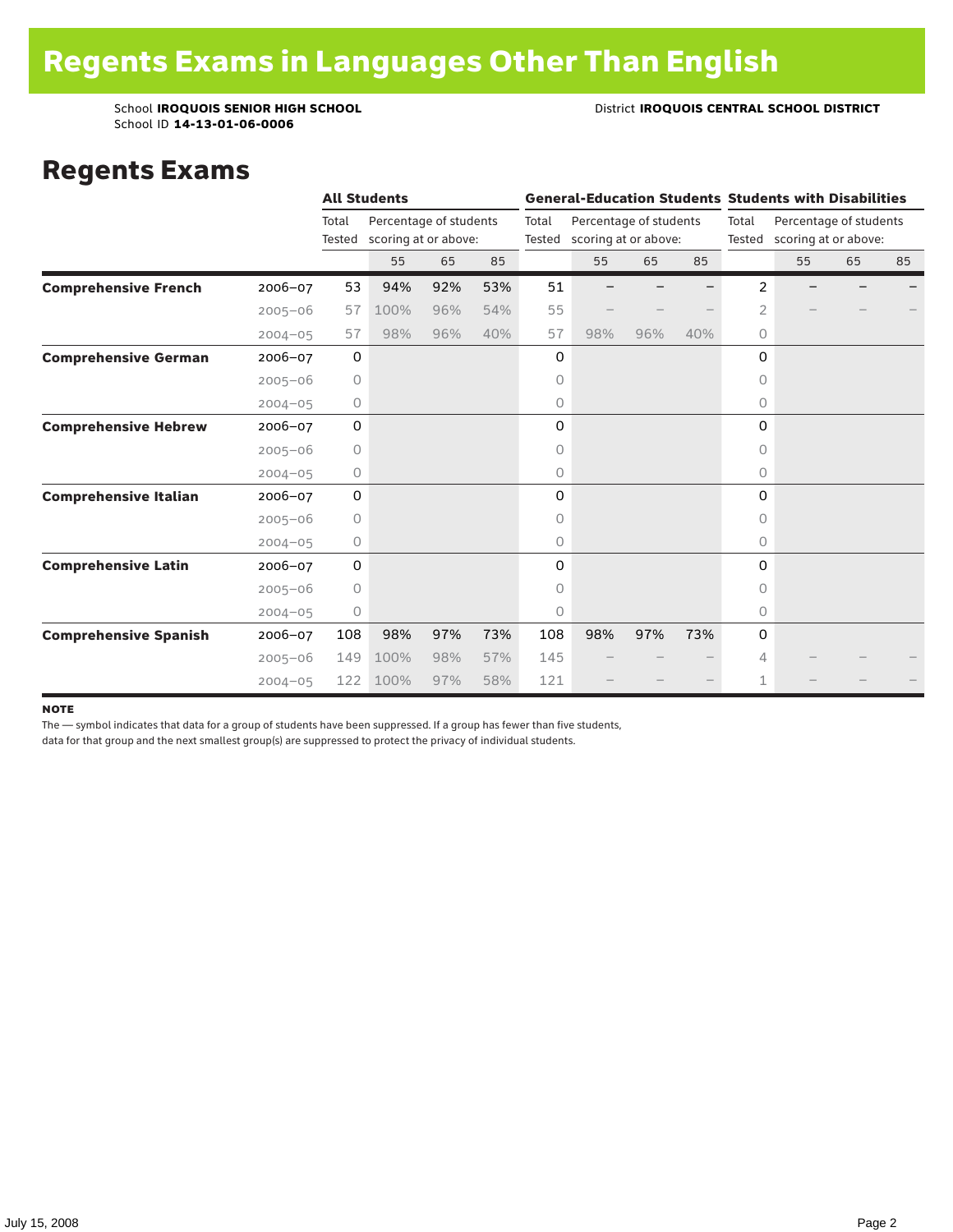# Regents Exams in Languages Other Than English

School **IROQUOIS SENIOR HIGH SCHOOL** District **IROQUOIS CENTRAL SCHOOL DISTRICT**
School ID **14-13-01-06-0006**

## Regents Exams

| | | All Students | | | | General-Education Students | | | | Students with Disabilities | | | |
|---|---|---|---|---|---|---|---|---|---|---|---|---|---|
| | | Total Tested | Percentage of students scoring at or above: | | | Total Tested | Percentage of students scoring at or above: | | | Total Tested | Percentage of students scoring at or above: | | |
| | | | 55 | 65 | 85 | | 55 | 65 | 85 | | 55 | 65 | 85 |
| **Comprehensive French** | 2006–07 | 53 | 94% | 92% | 53% | 51 | – | – | – | 2 | – | – | – |
| | 2005–06 | 57 | 100% | 96% | 54% | 55 | – | – | – | 2 | – | – | – |
| | 2004–05 | 57 | 98% | 96% | 40% | 57 | 98% | 96% | 40% | 0 | | | |
| **Comprehensive German** | 2006–07 | 0 | | | | 0 | | | | 0 | | | |
| | 2005–06 | 0 | | | | 0 | | | | 0 | | | |
| | 2004–05 | 0 | | | | 0 | | | | 0 | | | |
| **Comprehensive Hebrew** | 2006–07 | 0 | | | | 0 | | | | 0 | | | |
| | 2005–06 | 0 | | | | 0 | | | | 0 | | | |
| | 2004–05 | 0 | | | | 0 | | | | 0 | | | |
| **Comprehensive Italian** | 2006–07 | 0 | | | | 0 | | | | 0 | | | |
| | 2005–06 | 0 | | | | 0 | | | | 0 | | | |
| | 2004–05 | 0 | | | | 0 | | | | 0 | | | |
| **Comprehensive Latin** | 2006–07 | 0 | | | | 0 | | | | 0 | | | |
| | 2005–06 | 0 | | | | 0 | | | | 0 | | | |
| | 2004–05 | 0 | | | | 0 | | | | 0 | | | |
| **Comprehensive Spanish** | 2006–07 | 108 | 98% | 97% | 73% | 108 | 98% | 97% | 73% | 0 | | | |
| | 2005–06 | 149 | 100% | 98% | 57% | 145 | – | – | – | 4 | – | – | – |
| | 2004–05 | 122 | 100% | 97% | 58% | 121 | – | – | – | 1 | – | – | – |

**NOTE**

The — symbol indicates that data for a group of students have been suppressed. If a group has fewer than five students, data for that group and the next smallest group(s) are suppressed to protect the privacy of individual students.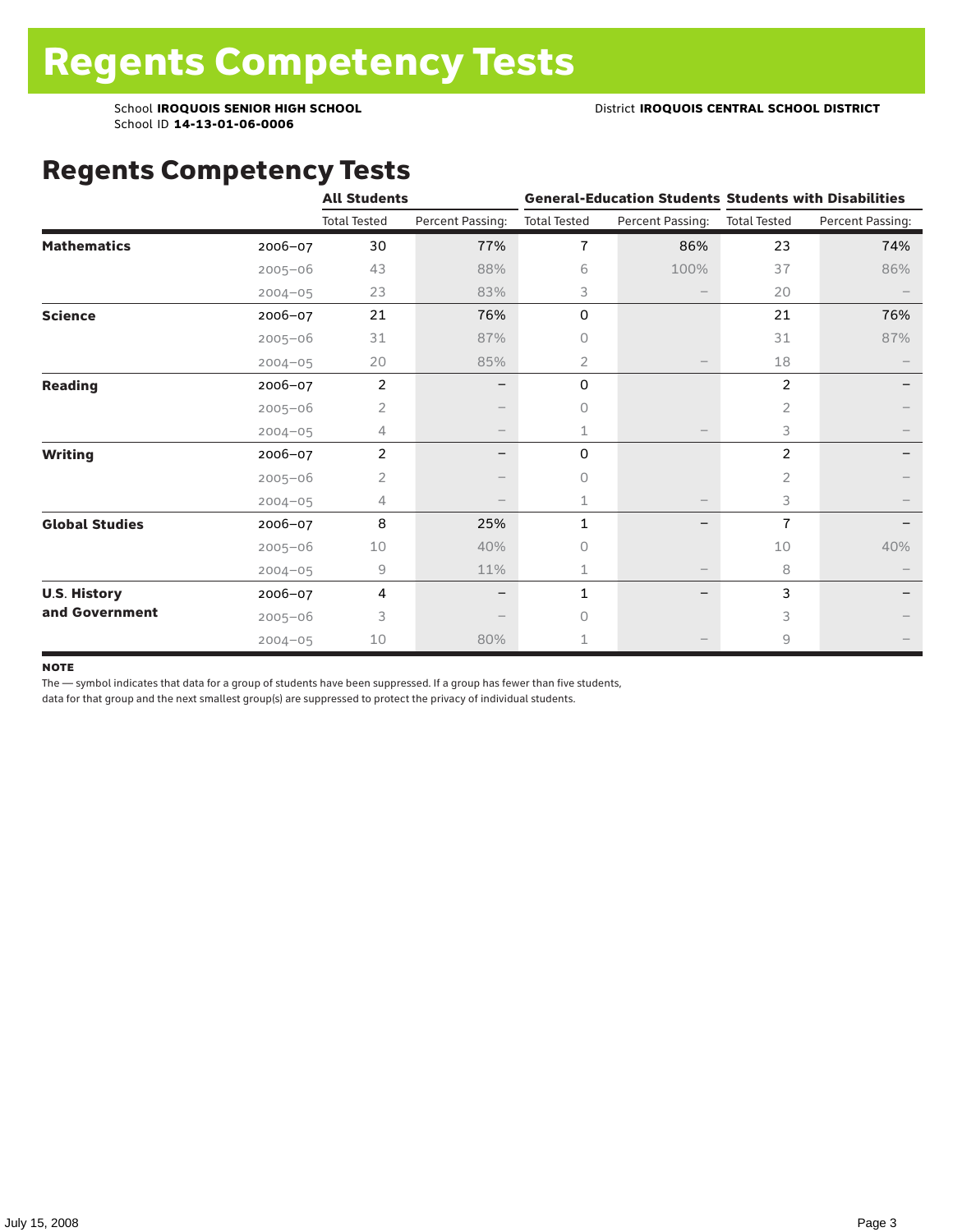# Regents Competency Tests

School **IROQUOIS SENIOR HIGH SCHOOL**
School ID **14-13-01-06-0006**

District **IROQUOIS CENTRAL SCHOOL DISTRICT**

## Regents Competency Tests

| | | All Students | | General-Education Students | | Students with Disabilities | |
|---|---|---|---|---|---|---|---|
| | | Total Tested | Percent Passing: | Total Tested | Percent Passing: | Total Tested | Percent Passing: |
| **Mathematics** | 2006–07 | 30 | 77% | 7 | 86% | 23 | 74% |
| | 2005–06 | 43 | 88% | 6 | 100% | 37 | 86% |
| | 2004–05 | 23 | 83% | 3 | – | 20 | – |
| **Science** | 2006–07 | 21 | 76% | 0 | | 21 | 76% |
| | 2005–06 | 31 | 87% | 0 | | 31 | 87% |
| | 2004–05 | 20 | 85% | 2 | – | 18 | – |
| **Reading** | 2006–07 | 2 | – | 0 | | 2 | – |
| | 2005–06 | 2 | – | 0 | | 2 | – |
| | 2004–05 | 4 | – | 1 | – | 3 | – |
| **Writing** | 2006–07 | 2 | – | 0 | | 2 | – |
| | 2005–06 | 2 | – | 0 | | 2 | – |
| | 2004–05 | 4 | – | 1 | – | 3 | – |
| **Global Studies** | 2006–07 | 8 | 25% | 1 | – | 7 | – |
| | 2005–06 | 10 | 40% | 0 | | 10 | 40% |
| | 2004–05 | 9 | 11% | 1 | – | 8 | – |
| **U.S. History and Government** | 2006–07 | 4 | – | 1 | – | 3 | – |
| | 2005–06 | 3 | – | 0 | | 3 | – |
| | 2004–05 | 10 | 80% | 1 | – | 9 | – |

**NOTE**

The — symbol indicates that data for a group of students have been suppressed. If a group has fewer than five students, data for that group and the next smallest group(s) are suppressed to protect the privacy of individual students.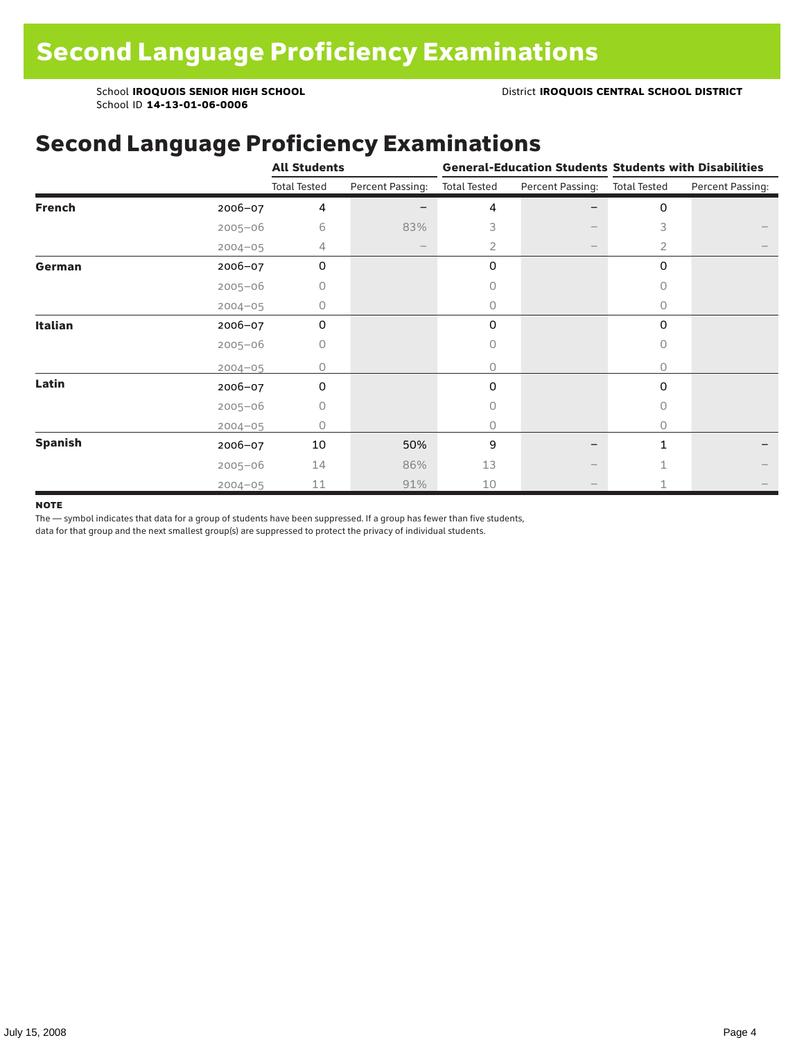# Second Language Proficiency Examinations

School **IROQUOIS SENIOR HIGH SCHOOL**
School ID **14-13-01-06-0006**

District **IROQUOIS CENTRAL SCHOOL DISTRICT**

## Second Language Proficiency Examinations

| | | All Students | | General-Education Students | | Students with Disabilities | |
|---|---|---|---|---|---|---|---|
| | | Total Tested | Percent Passing: | Total Tested | Percent Passing: | Total Tested | Percent Passing: |
| **French** | 2006–07 | 4 | – | 4 | – | 0 | |
| | 2005–06 | 6 | 83% | 3 | – | 3 | – |
| | 2004–05 | 4 | – | 2 | – | 2 | – |
| **German** | 2006–07 | 0 | | 0 | | 0 | |
| | 2005–06 | 0 | | 0 | | 0 | |
| | 2004–05 | 0 | | 0 | | 0 | |
| **Italian** | 2006–07 | 0 | | 0 | | 0 | |
| | 2005–06 | 0 | | 0 | | 0 | |
| | 2004–05 | 0 | | 0 | | 0 | |
| **Latin** | 2006–07 | 0 | | 0 | | 0 | |
| | 2005–06 | 0 | | 0 | | 0 | |
| | 2004–05 | 0 | | 0 | | 0 | |
| **Spanish** | 2006–07 | 10 | 50% | 9 | – | 1 | – |
| | 2005–06 | 14 | 86% | 13 | – | 1 | – |
| | 2004–05 | 11 | 91% | 10 | – | 1 | – |

**NOTE**

The — symbol indicates that data for a group of students have been suppressed. If a group has fewer than five students, data for that group and the next smallest group(s) are suppressed to protect the privacy of individual students.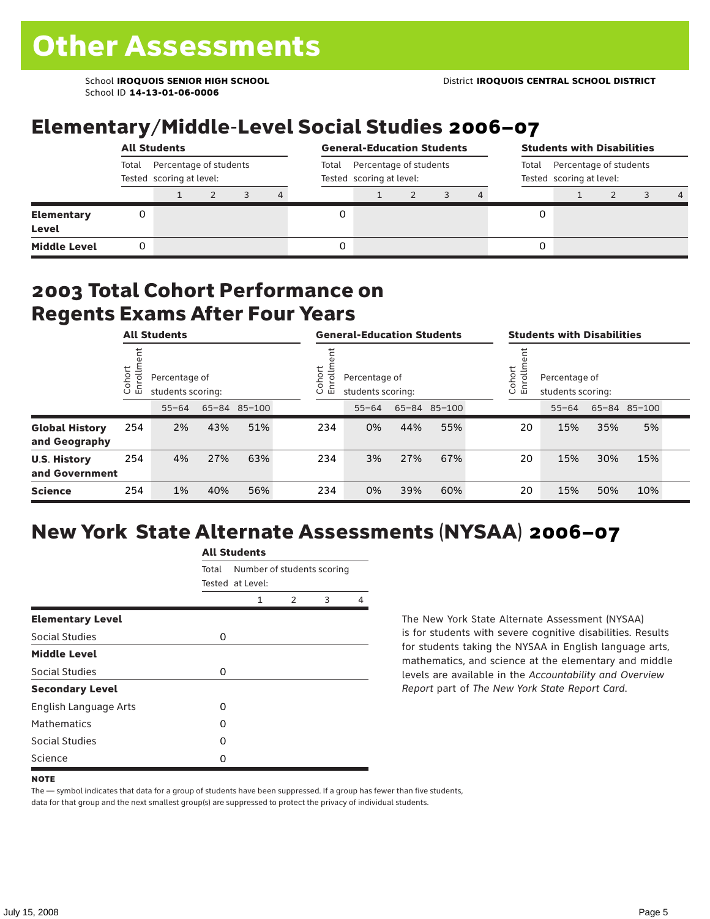# Other Assessments

School **IROQUOIS SENIOR HIGH SCHOOL**
School ID **14-13-01-06-0006**

District **IROQUOIS CENTRAL SCHOOL DISTRICT**

## Elementary/Middle-Level Social Studies 2006–07

| | All Students | | | | | General-Education Students | | | | | Students with Disabilities | | | | |
|---|---|---|---|---|---|---|---|---|---|---|---|---|---|---|---|
| | Total Tested | Percentage of students scoring at level: | | | | Total Tested | Percentage of students scoring at level: | | | | Total Tested | Percentage of students scoring at level: | | | |
| | | 1 | 2 | 3 | 4 | | 1 | 2 | 3 | 4 | | 1 | 2 | 3 | 4 |
| **Elementary Level** | 0 | | | | | 0 | | | | | 0 | | | | |
| **Middle Level** | 0 | | | | | 0 | | | | | 0 | | | | |

## 2003 Total Cohort Performance on Regents Exams After Four Years

| | All Students | | | | General-Education Students | | | | Students with Disabilities | | | |
|---|---|---|---|---|---|---|---|---|---|---|---|---|
| | Cohort Enrollment | Percentage of students scoring: | | | Cohort Enrollment | Percentage of students scoring: | | | Cohort Enrollment | Percentage of students scoring: | | |
| | | 55–64 | 65–84 | 85–100 | | 55–64 | 65–84 | 85–100 | | 55–64 | 65–84 | 85–100 |
| **Global History and Geography** | 254 | 2% | 43% | 51% | 234 | 0% | 44% | 55% | 20 | 15% | 35% | 5% |
| **U.S. History and Government** | 254 | 4% | 27% | 63% | 234 | 3% | 27% | 67% | 20 | 15% | 30% | 15% |
| **Science** | 254 | 1% | 40% | 56% | 234 | 0% | 39% | 60% | 20 | 15% | 50% | 10% |

## New York State Alternate Assessments (NYSAA) 2006–07

| | All Students | | | | |
|---|---|---|---|---|---|
| | Total Tested | Number of students scoring at Level: | | | |
| | | 1 | 2 | 3 | 4 |
| **Elementary Level** | | | | | |
| Social Studies | 0 | | | | |
| **Middle Level** | | | | | |
| Social Studies | 0 | | | | |
| **Secondary Level** | | | | | |
| English Language Arts | 0 | | | | |
| Mathematics | 0 | | | | |
| Social Studies | 0 | | | | |
| Science | 0 | | | | |

The New York State Alternate Assessment (NYSAA) is for students with severe cognitive disabilities. Results for students taking the NYSAA in English language arts, mathematics, and science at the elementary and middle levels are available in the *Accountability and Overview Report* part of *The New York State Report Card*.

**NOTE**

The — symbol indicates that data for a group of students have been suppressed. If a group has fewer than five students, data for that group and the next smallest group(s) are suppressed to protect the privacy of individual students.

July 15, 2008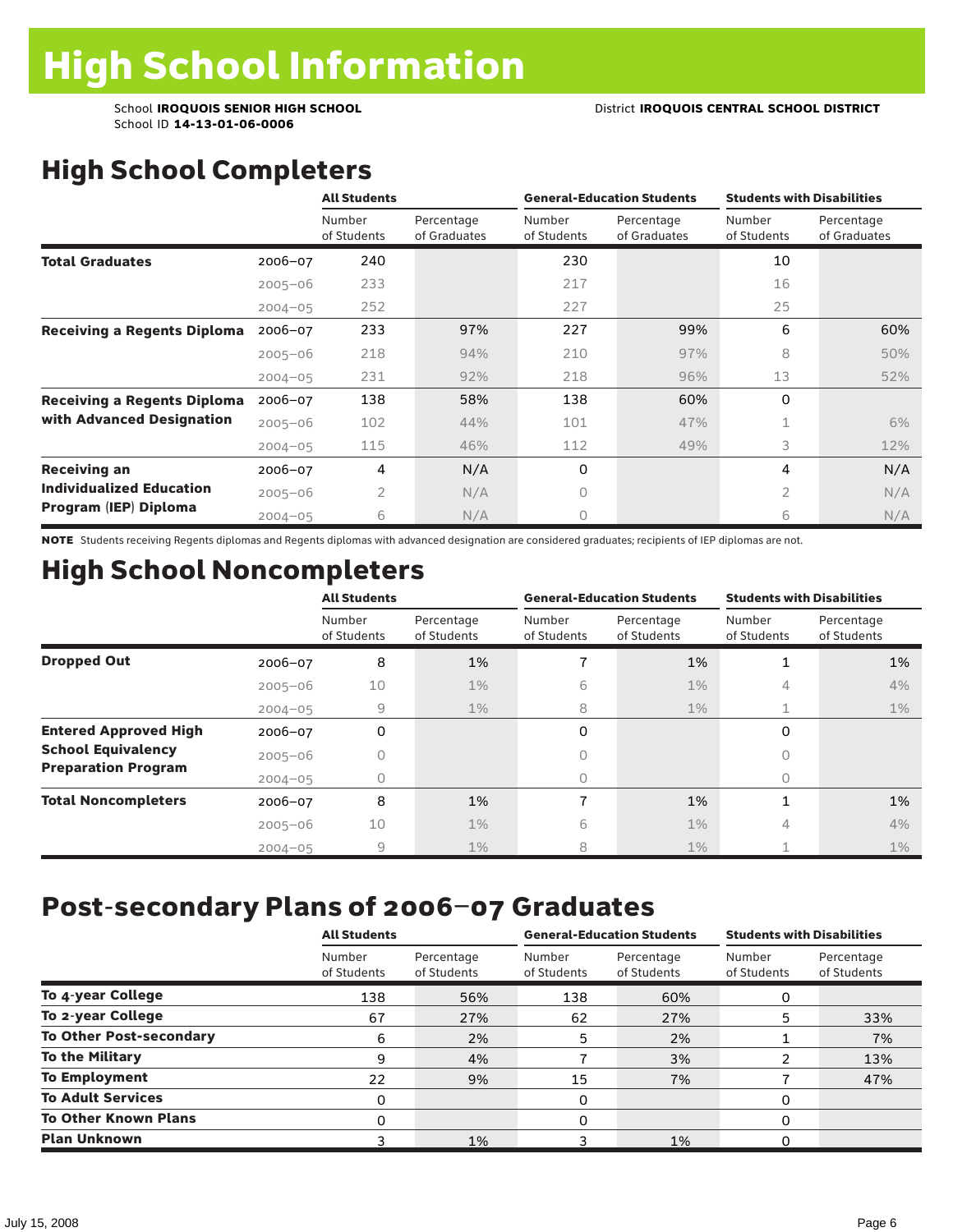# High School Information

School **IROQUOIS SENIOR HIGH SCHOOL** District **IROQUOIS CENTRAL SCHOOL DISTRICT**
School ID **14-13-01-06-0006**

## High School Completers

| | | All Students | | General-Education Students | | Students with Disabilities | |
|---|---|---|---|---|---|---|---|
| | | Number of Students | Percentage of Graduates | Number of Students | Percentage of Graduates | Number of Students | Percentage of Graduates |
| **Total Graduates** | 2006–07 | 240 | | 230 | | 10 | |
| | 2005–06 | 233 | | 217 | | 16 | |
| | 2004–05 | 252 | | 227 | | 25 | |
| **Receiving a Regents Diploma** | 2006–07 | 233 | 97% | 227 | 99% | 6 | 60% |
| | 2005–06 | 218 | 94% | 210 | 97% | 8 | 50% |
| | 2004–05 | 231 | 92% | 218 | 96% | 13 | 52% |
| **Receiving a Regents Diploma with Advanced Designation** | 2006–07 | 138 | 58% | 138 | 60% | 0 | |
| | 2005–06 | 102 | 44% | 101 | 47% | 1 | 6% |
| | 2004–05 | 115 | 46% | 112 | 49% | 3 | 12% |
| **Receiving an Individualized Education Program (IEP) Diploma** | 2006–07 | 4 | N/A | 0 | | 4 | N/A |
| | 2005–06 | 2 | N/A | 0 | | 2 | N/A |
| | 2004–05 | 6 | N/A | 0 | | 6 | N/A |

**NOTE** Students receiving Regents diplomas and Regents diplomas with advanced designation are considered graduates; recipients of IEP diplomas are not.

## High School Noncompleters

| | | All Students | | General-Education Students | | Students with Disabilities | |
|---|---|---|---|---|---|---|---|
| | | Number of Students | Percentage of Students | Number of Students | Percentage of Students | Number of Students | Percentage of Students |
| **Dropped Out** | 2006–07 | 8 | 1% | 7 | 1% | 1 | 1% |
| | 2005–06 | 10 | 1% | 6 | 1% | 4 | 4% |
| | 2004–05 | 9 | 1% | 8 | 1% | 1 | 1% |
| **Entered Approved High School Equivalency Preparation Program** | 2006–07 | 0 | | 0 | | 0 | |
| | 2005–06 | 0 | | 0 | | 0 | |
| | 2004–05 | 0 | | 0 | | 0 | |
| **Total Noncompleters** | 2006–07 | 8 | 1% | 7 | 1% | 1 | 1% |
| | 2005–06 | 10 | 1% | 6 | 1% | 4 | 4% |
| | 2004–05 | 9 | 1% | 8 | 1% | 1 | 1% |

## Post-secondary Plans of 2006–07 Graduates

| | All Students | | General-Education Students | | Students with Disabilities | |
|---|---|---|---|---|---|---|
| | Number of Students | Percentage of Students | Number of Students | Percentage of Students | Number of Students | Percentage of Students |
| **To 4-year College** | 138 | 56% | 138 | 60% | 0 | |
| **To 2-year College** | 67 | 27% | 62 | 27% | 5 | 33% |
| **To Other Post-secondary** | 6 | 2% | 5 | 2% | 1 | 7% |
| **To the Military** | 9 | 4% | 7 | 3% | 2 | 13% |
| **To Employment** | 22 | 9% | 15 | 7% | 7 | 47% |
| **To Adult Services** | 0 | | 0 | | 0 | |
| **To Other Known Plans** | 0 | | 0 | | 0 | |
| **Plan Unknown** | 3 | 1% | 3 | 1% | 0 | |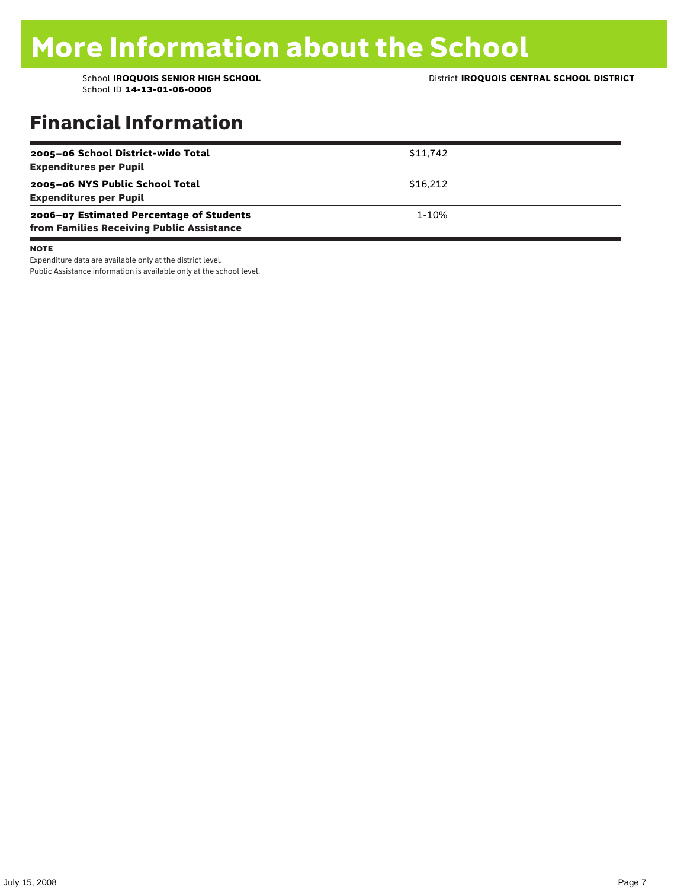# More Information about the School

School **IROQUOIS SENIOR HIGH SCHOOL**
School ID **14-13-01-06-0006**

District **IROQUOIS CENTRAL SCHOOL DISTRICT**

## Financial Information

| | |
|---|---|
| **2005–06 School District-wide Total Expenditures per Pupil** | $11,742 |
| **2005–06 NYS Public School Total Expenditures per Pupil** | $16,212 |
| **2006–07 Estimated Percentage of Students from Families Receiving Public Assistance** | 1-10% |

**NOTE**

Expenditure data are available only at the district level.

Public Assistance information is available only at the school level.

July 15, 2008